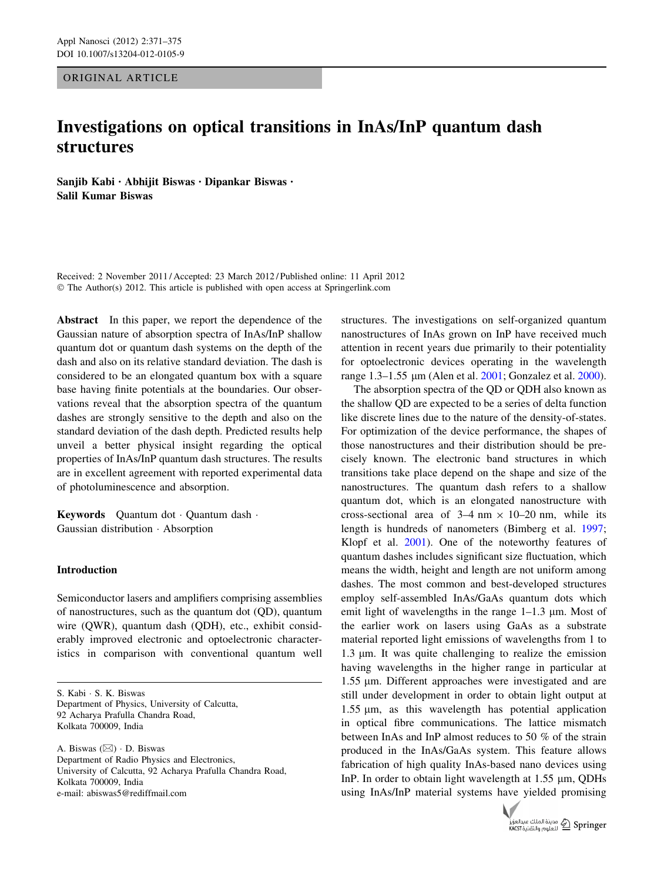ORIGINAL ARTICLE

# Investigations on optical transitions in InAs/InP quantum dash structures

**Sanjib Kabi · Abhijit Biswas · Dipankar Biswas · Salil Kumar Biswas**

Received: 2 November 2011 / Accepted: 23 March 2012 / Published online: 11 April 2012
© The Author(s) 2012. This article is published with open access at Springerlink.com

**Abstract** In this paper, we report the dependence of the Gaussian nature of absorption spectra of InAs/InP shallow quantum dot or quantum dash systems on the depth of the dash and also on its relative standard deviation. The dash is considered to be an elongated quantum box with a square base having finite potentials at the boundaries. Our observations reveal that the absorption spectra of the quantum dashes are strongly sensitive to the depth and also on the standard deviation of the dash depth. Predicted results help unveil a better physical insight regarding the optical properties of InAs/InP quantum dash structures. The results are in excellent agreement with reported experimental data of photoluminescence and absorption.

**Keywords** Quantum dot · Quantum dash · Gaussian distribution · Absorption

## Introduction

Semiconductor lasers and amplifiers comprising assemblies of nanostructures, such as the quantum dot (QD), quantum wire (QWR), quantum dash (QDH), etc., exhibit considerably improved electronic and optoelectronic characteristics in comparison with conventional quantum well structures. The investigations on self-organized quantum nanostructures of InAs grown on InP have received much attention in recent years due primarily to their potentiality for optoelectronic devices operating in the wavelength range 1.3–1.55 µm (Alen et al. 2001; Gonzalez et al. 2000).

The absorption spectra of the QD or QDH also known as the shallow QD are expected to be a series of delta function like discrete lines due to the nature of the density-of-states. For optimization of the device performance, the shapes of those nanostructures and their distribution should be precisely known. The electronic band structures in which transitions take place depend on the shape and size of the nanostructures. The quantum dash refers to a shallow quantum dot, which is an elongated nanostructure with cross-sectional area of 3–4 nm × 10–20 nm, while its length is hundreds of nanometers (Bimberg et al. 1997; Klopf et al. 2001). One of the noteworthy features of quantum dashes includes significant size fluctuation, which means the width, height and length are not uniform among dashes. The most common and best-developed structures employ self-assembled InAs/GaAs quantum dots which emit light of wavelengths in the range 1–1.3 µm. Most of the earlier work on lasers using GaAs as a substrate material reported light emissions of wavelengths from 1 to 1.3 µm. It was quite challenging to realize the emission having wavelengths in the higher range in particular at 1.55 µm. Different approaches were investigated and are still under development in order to obtain light output at 1.55 µm, as this wavelength has potential application in optical fibre communications. The lattice mismatch between InAs and InP almost reduces to 50 % of the strain produced in the InAs/GaAs system. This feature allows fabrication of high quality InAs-based nano devices using InP. In order to obtain light wavelength at 1.55 µm, QDHs using InAs/InP material systems have yielded promising

S. Kabi · S. K. Biswas
Department of Physics, University of Calcutta,
92 Acharya Prafulla Chandra Road,
Kolkata 700009, India

A. Biswas (✉) · D. Biswas
Department of Radio Physics and Electronics,
University of Calcutta, 92 Acharya Prafulla Chandra Road,
Kolkata 700009, India
e-mail: abiswas5@rediffmail.com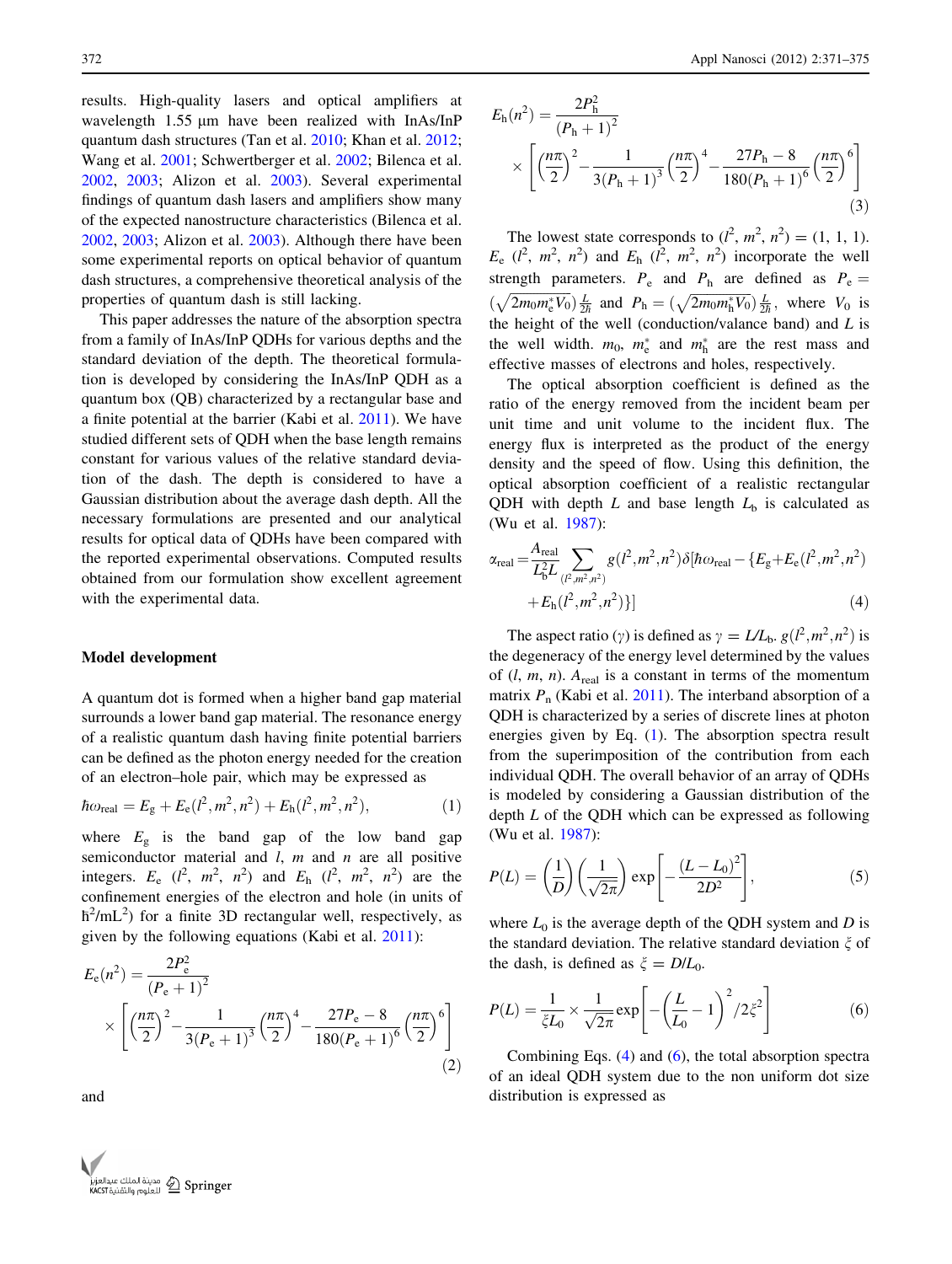results. High-quality lasers and optical amplifiers at wavelength 1.55 μm have been realized with InAs/InP quantum dash structures (Tan et al. 2010; Khan et al. 2012; Wang et al. 2001; Schwertberger et al. 2002; Bilenca et al. 2002, 2003; Alizon et al. 2003). Several experimental findings of quantum dash lasers and amplifiers show many of the expected nanostructure characteristics (Bilenca et al. 2002, 2003; Alizon et al. 2003). Although there have been some experimental reports on optical behavior of quantum dash structures, a comprehensive theoretical analysis of the properties of quantum dash is still lacking.

This paper addresses the nature of the absorption spectra from a family of InAs/InP QDHs for various depths and the standard deviation of the depth. The theoretical formulation is developed by considering the InAs/InP QDH as a quantum box (QB) characterized by a rectangular base and a finite potential at the barrier (Kabi et al. 2011). We have studied different sets of QDH when the base length remains constant for various values of the relative standard deviation of the dash. The depth is considered to have a Gaussian distribution about the average dash depth. All the necessary formulations are presented and our analytical results for optical data of QDHs have been compared with the reported experimental observations. Computed results obtained from our formulation show excellent agreement with the experimental data.

## Model development

A quantum dot is formed when a higher band gap material surrounds a lower band gap material. The resonance energy of a realistic quantum dash having finite potential barriers can be defined as the photon energy needed for the creation of an electron–hole pair, which may be expressed as

$$\hbar\omega_{\mathrm{real}} = E_{\mathrm{g}} + E_{\mathrm{e}}(l^2, m^2, n^2) + E_{\mathrm{h}}(l^2, m^2, n^2), \tag{1}$$

where $E_{\mathrm{g}}$ is the band gap of the low band gap semiconductor material and $l$, $m$ and $n$ are all positive integers. $E_{\mathrm{e}}$ $(l^2, m^2, n^2)$ and $E_{\mathrm{h}}$ $(l^2, m^2, n^2)$ are the confinement energies of the electron and hole (in units of $h^2/mL^2$) for a finite 3D rectangular well, respectively, as given by the following equations (Kabi et al. 2011):

$$E_{\mathrm{e}}(n^2) = \frac{2P_{\mathrm{e}}^2}{(P_{\mathrm{e}}+1)^2} \times \left[\left(\frac{n\pi}{2}\right)^2 - \frac{1}{3(P_{\mathrm{e}}+1)^3}\left(\frac{n\pi}{2}\right)^4 - \frac{27P_{\mathrm{e}}-8}{180(P_{\mathrm{e}}+1)^6}\left(\frac{n\pi}{2}\right)^6\right] \tag{2}$$

and

$$E_{\mathrm{h}}(n^2) = \frac{2P_{\mathrm{h}}^2}{(P_{\mathrm{h}}+1)^2} \times \left[\left(\frac{n\pi}{2}\right)^2 - \frac{1}{3(P_{\mathrm{h}}+1)^3}\left(\frac{n\pi}{2}\right)^4 - \frac{27P_{\mathrm{h}}-8}{180(P_{\mathrm{h}}+1)^6}\left(\frac{n\pi}{2}\right)^6\right] \tag{3}$$

The lowest state corresponds to $(l^2, m^2, n^2) = (1, 1, 1)$. $E_{\mathrm{e}}$ $(l^2, m^2, n^2)$ and $E_{\mathrm{h}}$ $(l^2, m^2, n^2)$ incorporate the well strength parameters. $P_{\mathrm{e}}$ and $P_{\mathrm{h}}$ are defined as $P_{\mathrm{e}} = \left(\sqrt{2m_0 m_{\mathrm{e}}^* V_0}\right)\frac{L}{2\hbar}$ and $P_{\mathrm{h}} = \left(\sqrt{2m_0 m_{\mathrm{h}}^* V_0}\right)\frac{L}{2\hbar}$, where $V_0$ is the height of the well (conduction/valance band) and $L$ is the well width. $m_0$, $m_{\mathrm{e}}^*$ and $m_{\mathrm{h}}^*$ are the rest mass and effective masses of electrons and holes, respectively.

The optical absorption coefficient is defined as the ratio of the energy removed from the incident beam per unit time and unit volume to the incident flux. The energy flux is interpreted as the product of the energy density and the speed of flow. Using this definition, the optical absorption coefficient of a realistic rectangular QDH with depth $L$ and base length $L_{\mathrm{b}}$ is calculated as (Wu et al. 1987):

$$\alpha_{\mathrm{real}} = \frac{A_{\mathrm{real}}}{L_{\mathrm{b}}^2 L} \sum_{(l^2,m^2,n^2)} g(l^2,m^2,n^2)\,\delta[\hbar\omega_{\mathrm{real}} - \{E_{\mathrm{g}} + E_{\mathrm{e}}(l^2,m^2,n^2) + E_{\mathrm{h}}(l^2,m^2,n^2)\}] \tag{4}$$

The aspect ratio ($\gamma$) is defined as $\gamma = L/L_{\mathrm{b}}$. $g(l^2,m^2,n^2)$ is the degeneracy of the energy level determined by the values of $(l, m, n)$. $A_{\mathrm{real}}$ is a constant in terms of the momentum matrix $P_{\mathrm{n}}$ (Kabi et al. 2011). The interband absorption of a QDH is characterized by a series of discrete lines at photon energies given by Eq. (1). The absorption spectra result from the superimposition of the contribution from each individual QDH. The overall behavior of an array of QDHs is modeled by considering a Gaussian distribution of the depth $L$ of the QDH which can be expressed as following (Wu et al. 1987):

$$P(L) = \left(\frac{1}{D}\right)\left(\frac{1}{\sqrt{2\pi}}\right)\exp\left[-\frac{(L-L_0)^2}{2D^2}\right], \tag{5}$$

where $L_0$ is the average depth of the QDH system and $D$ is the standard deviation. The relative standard deviation $\xi$ of the dash, is defined as $\xi = D/L_0$.

$$P(L) = \frac{1}{\xi L_0} \times \frac{1}{\sqrt{2\pi}}\exp\left[-\left(\frac{L}{L_0}-1\right)^2 / 2\xi^2\right] \tag{6}$$

Combining Eqs. (4) and (6), the total absorption spectra of an ideal QDH system due to the non uniform dot size distribution is expressed as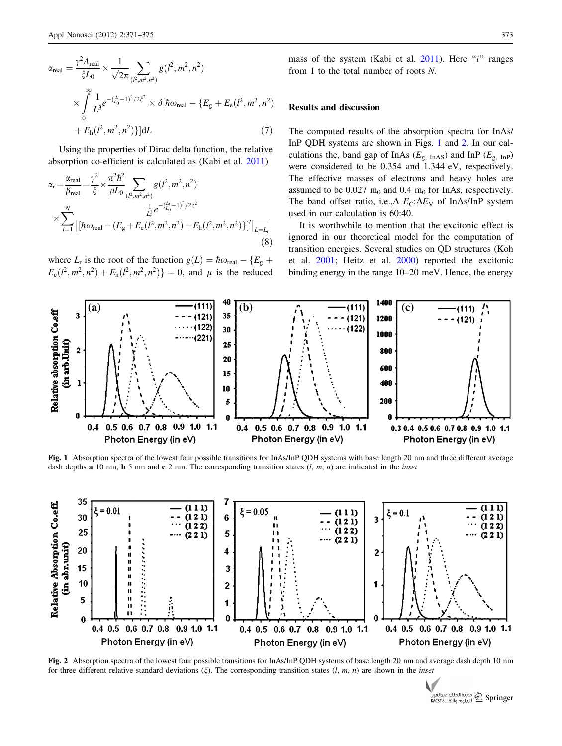$$\alpha_{\text{real}} = \frac{\gamma^2 A_{\text{real}}}{\xi L_0} \times \frac{1}{\sqrt{2\pi}} \sum_{(l^2,m^2,n^2)} g(l^2,m^2,n^2) \times \int_0^\infty \frac{1}{L^3} e^{-\left(\frac{L}{L_0}-1\right)^2/2\xi^2} \times \delta[\hbar\omega_{\text{real}} - \{E_g + E_e(l^2,m^2,n^2) + E_h(l^2,m^2,n^2)\}]\mathrm{d}L \tag{7}$$

Using the properties of Dirac delta function, the relative absorption co-efficient is calculated as (Kabi et al. 2011)

$$\alpha_r = \frac{\alpha_{\text{real}}}{\beta_{\text{real}}} = \frac{\gamma^2}{\xi} \times \frac{\pi^2\hbar^2}{\mu L_0} \sum_{(l^2,m^2,n^2)} g(l^2,m^2,n^2) \times \sum_{i=1}^{N} \frac{\frac{1}{L_i^3} e^{-\left(\frac{L_i}{L_0}-1\right)^2/2\xi^2}}{\left|[\hbar\omega_{\text{real}} - (E_g + E_e(l^2,m^2,n^2) + E_h(l^2,m^2,n^2))]'\right|_{L=L_i}} \tag{8}$$

where $L_i$ is the root of the function $g(L) = \hbar\omega_{\text{real}} - \{E_g + E_e(l^2,m^2,n^2) + E_h(l^2,m^2,n^2)\} = 0$, and $\mu$ is the reduced mass of the system (Kabi et al. 2011). Here "$i$" ranges from 1 to the total number of roots $N$.

## Results and discussion

The computed results of the absorption spectra for InAs/InP QDH systems are shown in Figs. 1 and 2. In our calculations the, band gap of InAs ($E_{g,\text{ InAS}}$) and InP ($E_{g,\text{ InP}}$) were considered to be 0.354 and 1.344 eV, respectively. The effective masses of electrons and heavy holes are assumed to be 0.027 $m_0$ and 0.4 $m_0$ for InAs, respectively. The band offset ratio, i.e.,$\Delta E_C$:$\Delta E_V$ of InAs/InP system used in our calculation is 60:40.

It is worthwhile to mention that the excitonic effect is ignored in our theoretical model for the computation of transition energies. Several studies on QD structures (Koh et al. 2001; Heitz et al. 2000) reported the excitonic binding energy in the range 10–20 meV. Hence, the energy

**Fig. 1** Absorption spectra of the lowest four possible transitions for InAs/InP QDH systems with base length 20 nm and three different average dash depths **a** 10 nm, **b** 5 nm and **c** 2 nm. The corresponding transition states ($l$, $m$, $n$) are indicated in the *inset*

**Fig. 2** Absorption spectra of the lowest four possible transitions for InAs/InP QDH systems of base length 20 nm and average dash depth 10 nm for three different relative standard deviations ($\xi$). The corresponding transition states ($l$, $m$, $n$) are shown in the *inset*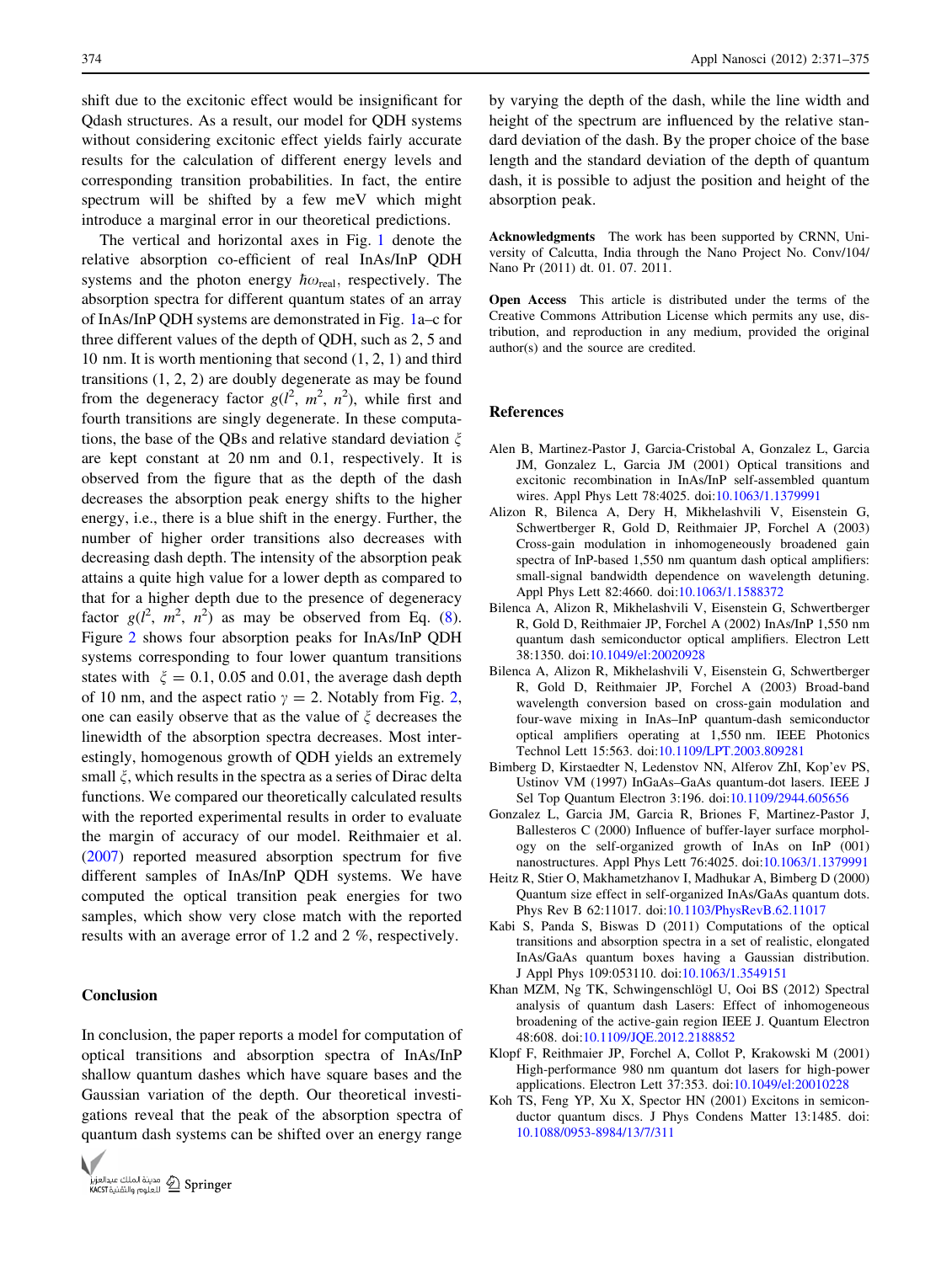shift due to the excitonic effect would be insignificant for Qdash structures. As a result, our model for QDH systems without considering excitonic effect yields fairly accurate results for the calculation of different energy levels and corresponding transition probabilities. In fact, the entire spectrum will be shifted by a few meV which might introduce a marginal error in our theoretical predictions.

The vertical and horizontal axes in Fig. 1 denote the relative absorption co-efficient of real InAs/InP QDH systems and the photon energy $\hbar\omega_{\mathrm{real}}$, respectively. The absorption spectra for different quantum states of an array of InAs/InP QDH systems are demonstrated in Fig. 1a–c for three different values of the depth of QDH, such as 2, 5 and 10 nm. It is worth mentioning that second (1, 2, 1) and third transitions (1, 2, 2) are doubly degenerate as may be found from the degeneracy factor $g(l^2, m^2, n^2)$, while first and fourth transitions are singly degenerate. In these computations, the base of the QBs and relative standard deviation $\xi$ are kept constant at 20 nm and 0.1, respectively. It is observed from the figure that as the depth of the dash decreases the absorption peak energy shifts to the higher energy, i.e., there is a blue shift in the energy. Further, the number of higher order transitions also decreases with decreasing dash depth. The intensity of the absorption peak attains a quite high value for a lower depth as compared to that for a higher depth due to the presence of degeneracy factor $g(l^2, m^2, n^2)$ as may be observed from Eq. (8). Figure 2 shows four absorption peaks for InAs/InP QDH systems corresponding to four lower quantum transitions states with $\xi = 0.1$, 0.05 and 0.01, the average dash depth of 10 nm, and the aspect ratio $\gamma = 2$. Notably from Fig. 2, one can easily observe that as the value of $\xi$ decreases the linewidth of the absorption spectra decreases. Most interestingly, homogenous growth of QDH yields an extremely small $\xi$, which results in the spectra as a series of Dirac delta functions. We compared our theoretically calculated results with the reported experimental results in order to evaluate the margin of accuracy of our model. Reithmaier et al. (2007) reported measured absorption spectrum for five different samples of InAs/InP QDH systems. We have computed the optical transition peak energies for two samples, which show very close match with the reported results with an average error of 1.2 and 2 %, respectively.

## Conclusion

In conclusion, the paper reports a model for computation of optical transitions and absorption spectra of InAs/InP shallow quantum dashes which have square bases and the Gaussian variation of the depth. Our theoretical investigations reveal that the peak of the absorption spectra of quantum dash systems can be shifted over an energy range by varying the depth of the dash, while the line width and height of the spectrum are influenced by the relative standard deviation of the dash. By the proper choice of the base length and the standard deviation of the depth of quantum dash, it is possible to adjust the position and height of the absorption peak.

**Acknowledgments** The work has been supported by CRNN, University of Calcutta, India through the Nano Project No. Conv/104/Nano Pr (2011) dt. 01. 07. 2011.

**Open Access** This article is distributed under the terms of the Creative Commons Attribution License which permits any use, distribution, and reproduction in any medium, provided the original author(s) and the source are credited.

## References

Alen B, Martinez-Pastor J, Garcia-Cristobal A, Gonzalez L, Garcia JM, Gonzalez L, Garcia JM (2001) Optical transitions and excitonic recombination in InAs/InP self-assembled quantum wires. Appl Phys Lett 78:4025. doi:10.1063/1.1379991

Alizon R, Bilenca A, Dery H, Mikhelashvili V, Eisenstein G, Schwertberger R, Gold D, Reithmaier JP, Forchel A (2003) Cross-gain modulation in inhomogeneously broadened gain spectra of InP-based 1,550 nm quantum dash optical amplifiers: small-signal bandwidth dependence on wavelength detuning. Appl Phys Lett 82:4660. doi:10.1063/1.1588372

Bilenca A, Alizon R, Mikhelashvili V, Eisenstein G, Schwertberger R, Gold D, Reithmaier JP, Forchel A (2002) InAs/InP 1,550 nm quantum dash semiconductor optical amplifiers. Electron Lett 38:1350. doi:10.1049/el:20020928

Bilenca A, Alizon R, Mikhelashvili V, Eisenstein G, Schwertberger R, Gold D, Reithmaier JP, Forchel A (2003) Broad-band wavelength conversion based on cross-gain modulation and four-wave mixing in InAs–InP quantum-dash semiconductor optical amplifiers operating at 1,550 nm. IEEE Photonics Technol Lett 15:563. doi:10.1109/LPT.2003.809281

Bimberg D, Kirstaedter N, Ledenstov NN, Alferov ZhI, Kop'ev PS, Ustinov VM (1997) InGaAs–GaAs quantum-dot lasers. IEEE J Sel Top Quantum Electron 3:196. doi:10.1109/2944.605656

Gonzalez L, Garcia JM, Garcia R, Briones F, Martinez-Pastor J, Ballesteros C (2000) Influence of buffer-layer surface morphology on the self-organized growth of InAs on InP (001) nanostructures. Appl Phys Lett 76:4025. doi:10.1063/1.1379991

Heitz R, Stier O, Makhametzhanov I, Madhukar A, Bimberg D (2000) Quantum size effect in self-organized InAs/GaAs quantum dots. Phys Rev B 62:11017. doi:10.1103/PhysRevB.62.11017

Kabi S, Panda S, Biswas D (2011) Computations of the optical transitions and absorption spectra in a set of realistic, elongated InAs/GaAs quantum boxes having a Gaussian distribution. J Appl Phys 109:053110. doi:10.1063/1.3549151

Khan MZM, Ng TK, Schwingenschlögl U, Ooi BS (2012) Spectral analysis of quantum dash Lasers: Effect of inhomogeneous broadening of the active-gain region IEEE J. Quantum Electron 48:608. doi:10.1109/JQE.2012.2188852

Klopf F, Reithmaier JP, Forchel A, Collot P, Krakowski M (2001) High-performance 980 nm quantum dot lasers for high-power applications. Electron Lett 37:353. doi:10.1049/el:20010228

Koh TS, Feng YP, Xu X, Spector HN (2001) Excitons in semiconductor quantum discs. J Phys Condens Matter 13:1485. doi:10.1088/0953-8984/13/7/311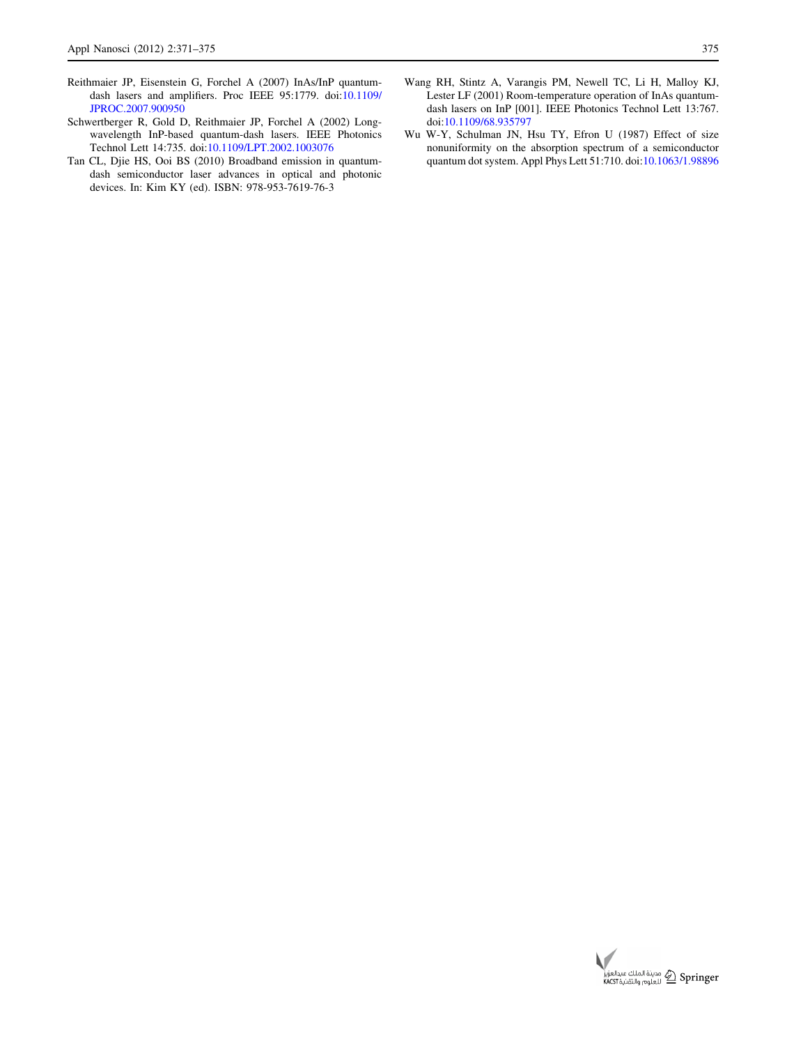Reithmaier JP, Eisenstein G, Forchel A (2007) InAs/InP quantum-dash lasers and amplifiers. Proc IEEE 95:1779. doi:10.1109/JPROC.2007.900950

Schwertberger R, Gold D, Reithmaier JP, Forchel A (2002) Long-wavelength InP-based quantum-dash lasers. IEEE Photonics Technol Lett 14:735. doi:10.1109/LPT.2002.1003076

Tan CL, Djie HS, Ooi BS (2010) Broadband emission in quantum-dash semiconductor laser advances in optical and photonic devices. In: Kim KY (ed). ISBN: 978-953-7619-76-3

Wang RH, Stintz A, Varangis PM, Newell TC, Li H, Malloy KJ, Lester LF (2001) Room-temperature operation of InAs quantum-dash lasers on InP [001]. IEEE Photonics Technol Lett 13:767. doi:10.1109/68.935797

Wu W-Y, Schulman JN, Hsu TY, Efron U (1987) Effect of size nonuniformity on the absorption spectrum of a semiconductor quantum dot system. Appl Phys Lett 51:710. doi:10.1063/1.98896